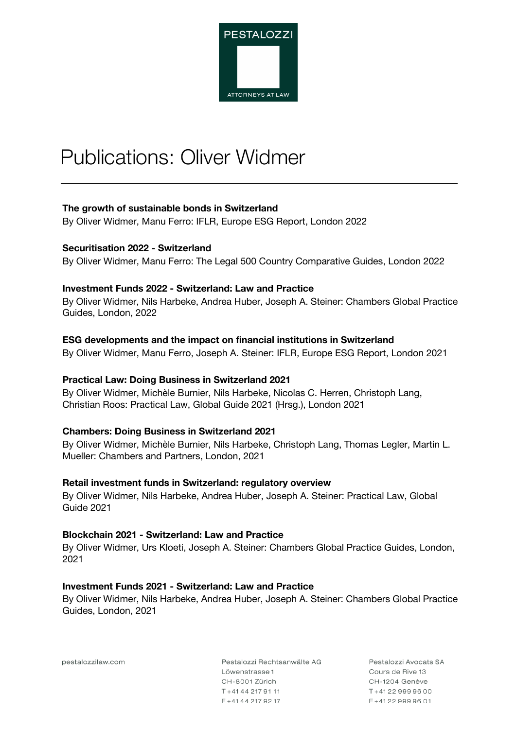# Publications: Oliver Widmer

**The growth of sustainable bonds in Switzerland**
By Oliver Widmer, Manu Ferro: IFLR, Europe ESG Report, London 2022

**Securitisation 2022 - Switzerland**
By Oliver Widmer, Manu Ferro: The Legal 500 Country Comparative Guides, London 2022

**Investment Funds 2022 - Switzerland: Law and Practice**
By Oliver Widmer, Nils Harbeke, Andrea Huber, Joseph A. Steiner: Chambers Global Practice Guides, London, 2022

**ESG developments and the impact on financial institutions in Switzerland**
By Oliver Widmer, Manu Ferro, Joseph A. Steiner: IFLR, Europe ESG Report, London 2021

**Practical Law: Doing Business in Switzerland 2021**
By Oliver Widmer, Michèle Burnier, Nils Harbeke, Nicolas C. Herren, Christoph Lang, Christian Roos: Practical Law, Global Guide 2021 (Hrsg.), London 2021

**Chambers: Doing Business in Switzerland 2021**
By Oliver Widmer, Michèle Burnier, Nils Harbeke, Christoph Lang, Thomas Legler, Martin L. Mueller: Chambers and Partners, London, 2021

**Retail investment funds in Switzerland: regulatory overview**
By Oliver Widmer, Nils Harbeke, Andrea Huber, Joseph A. Steiner: Practical Law, Global Guide 2021

**Blockchain 2021 - Switzerland: Law and Practice**
By Oliver Widmer, Urs Kloeti, Joseph A. Steiner: Chambers Global Practice Guides, London, 2021

**Investment Funds 2021 - Switzerland: Law and Practice**
By Oliver Widmer, Nils Harbeke, Andrea Huber, Joseph A. Steiner: Chambers Global Practice Guides, London, 2021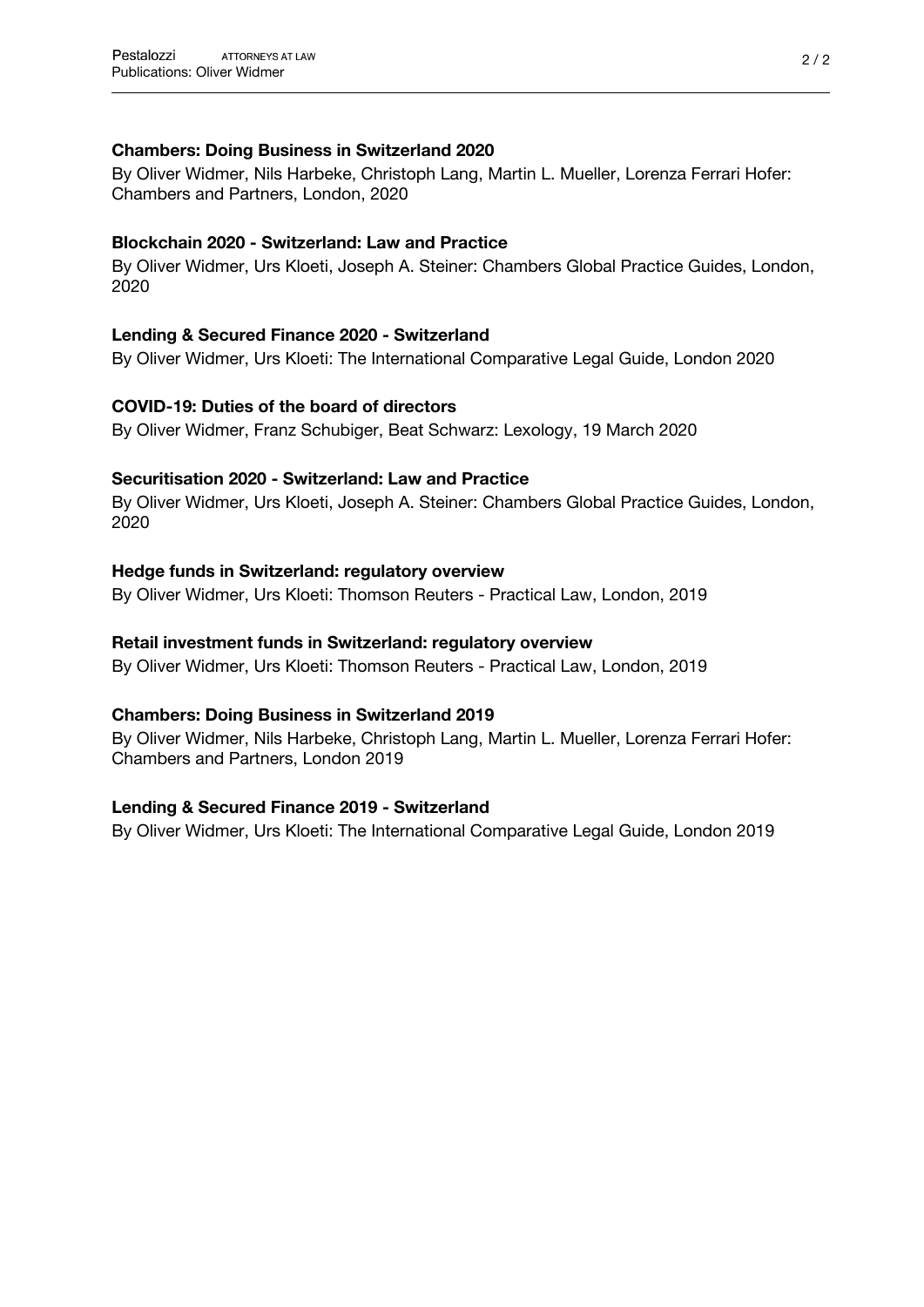**Chambers: Doing Business in Switzerland 2020**

By Oliver Widmer, Nils Harbeke, Christoph Lang, Martin L. Mueller, Lorenza Ferrari Hofer: Chambers and Partners, London, 2020

**Blockchain 2020 - Switzerland: Law and Practice**

By Oliver Widmer, Urs Kloeti, Joseph A. Steiner: Chambers Global Practice Guides, London, 2020

**Lending & Secured Finance 2020 - Switzerland**

By Oliver Widmer, Urs Kloeti: The International Comparative Legal Guide, London 2020

**COVID-19: Duties of the board of directors**

By Oliver Widmer, Franz Schubiger, Beat Schwarz: Lexology, 19 March 2020

**Securitisation 2020 - Switzerland: Law and Practice**

By Oliver Widmer, Urs Kloeti, Joseph A. Steiner: Chambers Global Practice Guides, London, 2020

**Hedge funds in Switzerland: regulatory overview**

By Oliver Widmer, Urs Kloeti: Thomson Reuters - Practical Law, London, 2019

**Retail investment funds in Switzerland: regulatory overview**

By Oliver Widmer, Urs Kloeti: Thomson Reuters - Practical Law, London, 2019

**Chambers: Doing Business in Switzerland 2019**

By Oliver Widmer, Nils Harbeke, Christoph Lang, Martin L. Mueller, Lorenza Ferrari Hofer: Chambers and Partners, London 2019

**Lending & Secured Finance 2019 - Switzerland**

By Oliver Widmer, Urs Kloeti: The International Comparative Legal Guide, London 2019